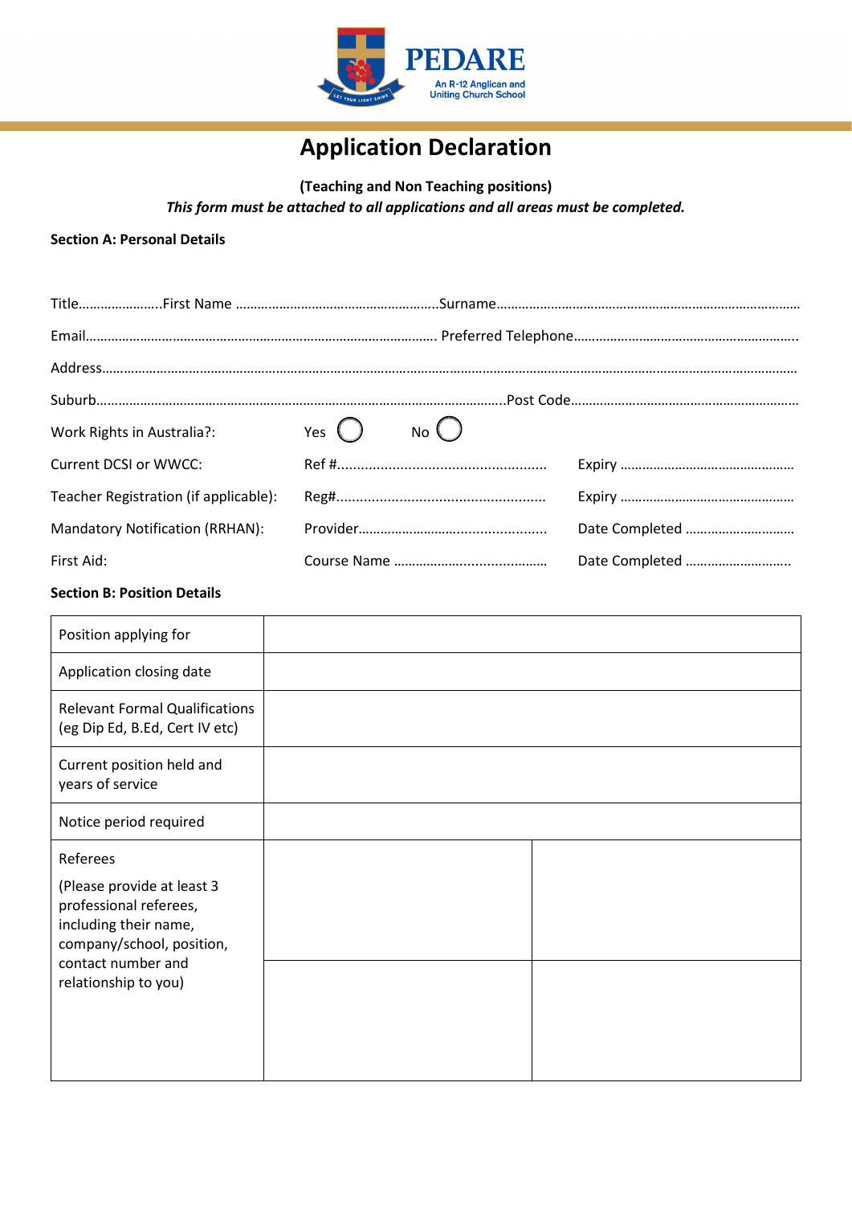PEDARE

An R-12 Anglican and Uniting Church School

# Application Declaration

**(Teaching and Non Teaching positions)**

***This form must be attached to all applications and all areas must be completed.***

**Section A: Personal Details**

Title…………………..First Name ………………………………………………..Surname………………………………………………………………………….

Email……………………………………………………………………………….. Preferred Telephone……………………………………………………..

Address……………………………………………………………………………………………………………………………………………………………………

Suburb……………………………………………………………………………………………….Post Code…………………………………………………….

Work Rights in Australia?: Yes ◯ No ◯

Current DCSI or WWCC: Ref #..................................................... Expiry …………………………………………

Teacher Registration (if applicable): Reg#..................................................... Expiry …………………………………………

Mandatory Notification (RRHAN): Provider…………………………........................ Date Completed …………………………

First Aid: Course Name ………………..................... Date Completed ………………………..

**Section B: Position Details**

| | | |
|---|---|---|
| Position applying for | | |
| Application closing date | | |
| Relevant Formal Qualifications (eg Dip Ed, B.Ed, Cert IV etc) | | |
| Current position held and years of service | | |
| Notice period required | | |
| Referees<br><br>(Please provide at least 3 professional referees, including their name, company/school, position, contact number and relationship to you) | | |
| | | |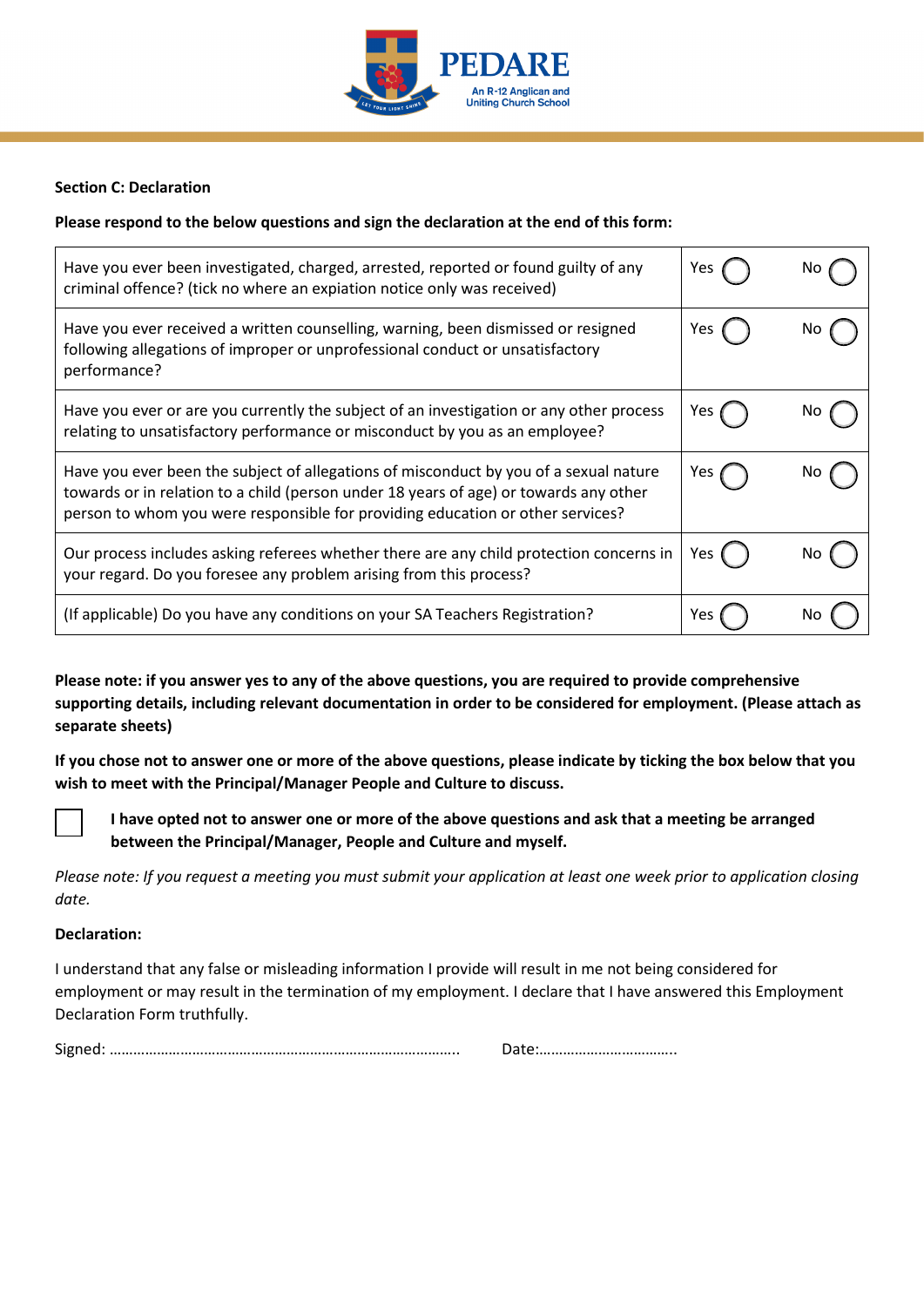**Section C: Declaration**

**Please respond to the below questions and sign the declaration at the end of this form:**

| Question | Yes | No |
|---|---|---|
| Have you ever been investigated, charged, arrested, reported or found guilty of any criminal offence? (tick no where an expiation notice only was received) | Yes ◯ | No ◯ |
| Have you ever received a written counselling, warning, been dismissed or resigned following allegations of improper or unprofessional conduct or unsatisfactory performance? | Yes ◯ | No ◯ |
| Have you ever or are you currently the subject of an investigation or any other process relating to unsatisfactory performance or misconduct by you as an employee? | Yes ◯ | No ◯ |
| Have you ever been the subject of allegations of misconduct by you of a sexual nature towards or in relation to a child (person under 18 years of age) or towards any other person to whom you were responsible for providing education or other services? | Yes ◯ | No ◯ |
| Our process includes asking referees whether there are any child protection concerns in your regard. Do you foresee any problem arising from this process? | Yes ◯ | No ◯ |
| (If applicable) Do you have any conditions on your SA Teachers Registration? | Yes ◯ | No ◯ |

**Please note: if you answer yes to any of the above questions, you are required to provide comprehensive supporting details, including relevant documentation in order to be considered for employment. (Please attach as separate sheets)**

**If you chose not to answer one or more of the above questions, please indicate by ticking the box below that you wish to meet with the Principal/Manager People and Culture to discuss.**

☐ **I have opted not to answer one or more of the above questions and ask that a meeting be arranged between the Principal/Manager, People and Culture and myself.**

*Please note: If you request a meeting you must submit your application at least one week prior to application closing date.*

**Declaration:**

I understand that any false or misleading information I provide will result in me not being considered for employment or may result in the termination of my employment. I declare that I have answered this Employment Declaration Form truthfully.

Signed: …………………………………………………………………………….. Date:……………………………..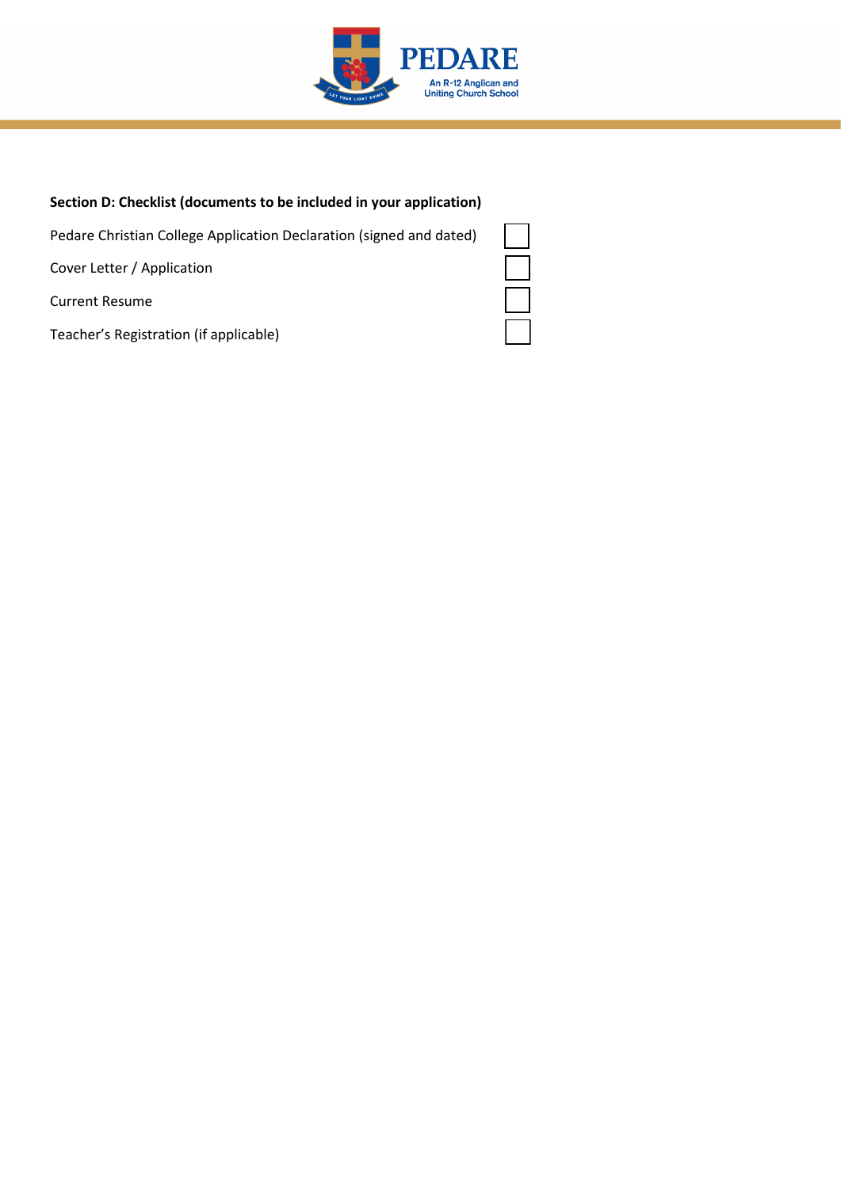**Section D: Checklist (documents to be included in your application)**

Pedare Christian College Application Declaration (signed and dated) ☐

Cover Letter / Application ☐

Current Resume ☐

Teacher's Registration (if applicable) ☐